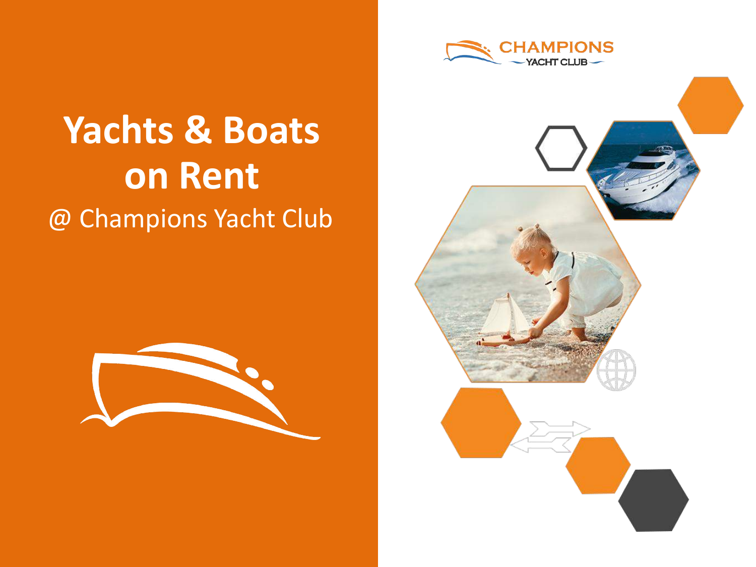CHAMPIONS YACHT CLUB

# Yachts & Boats on Rent

@ Champions Yacht Club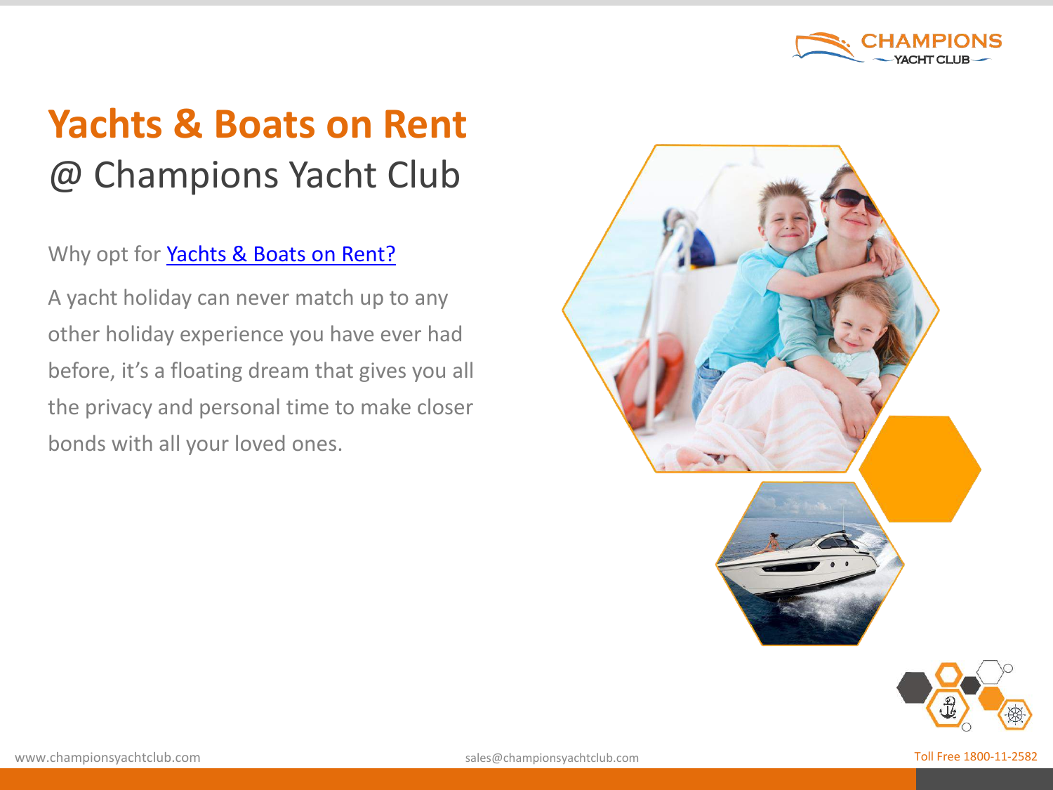# Yachts & Boats on Rent

@ Champions Yacht Club

Why opt for Yachts & Boats on Rent?

A yacht holiday can never match up to any other holiday experience you have ever had before, it's a floating dream that gives you all the privacy and personal time to make closer bonds with all your loved ones.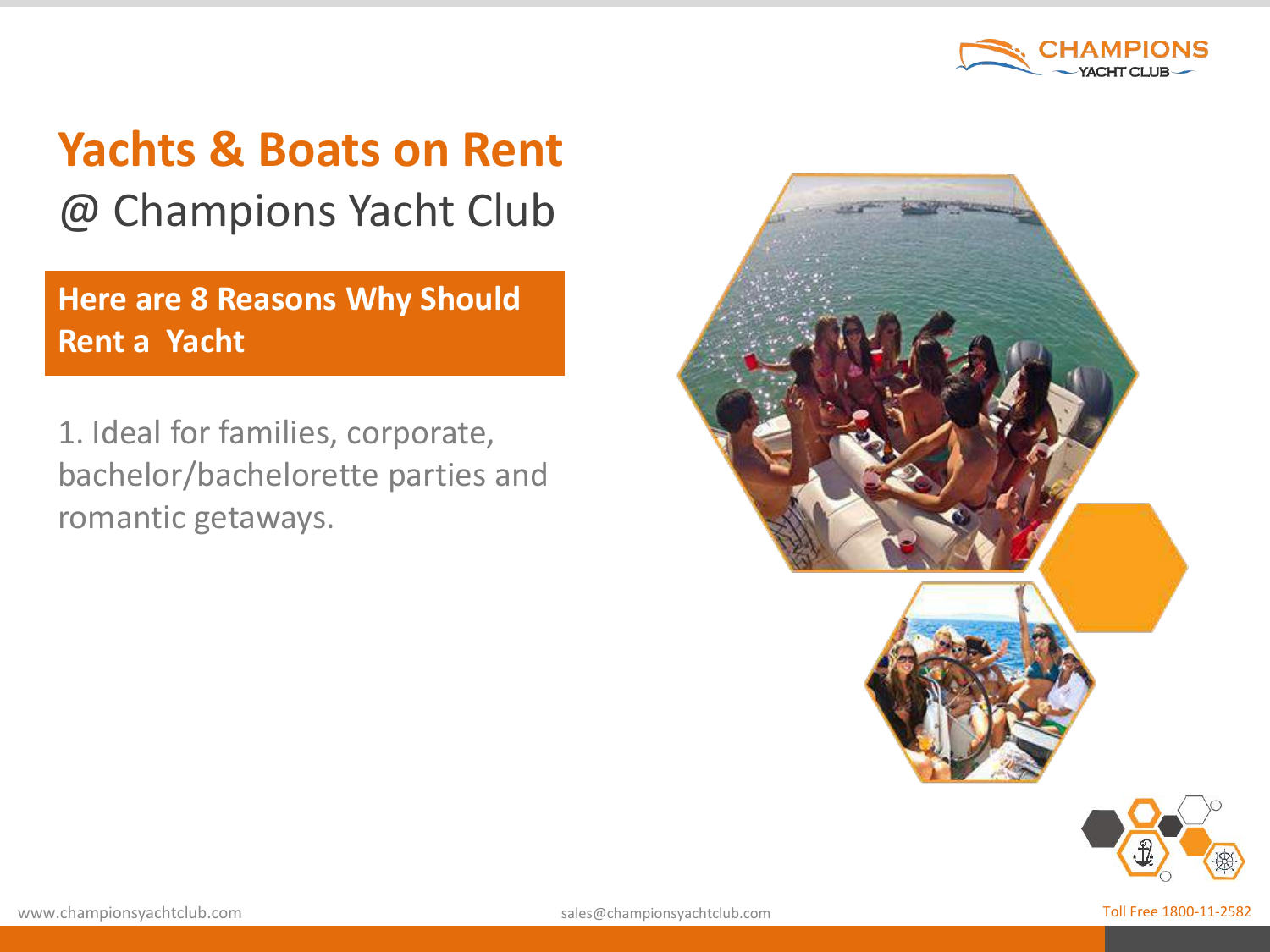# Yachts & Boats on Rent

@ Champions Yacht Club

**Here are 8 Reasons Why Should Rent a Yacht**

1. Ideal for families, corporate, bachelor/bachelorette parties and romantic getaways.

www.championsyachtclub.com

sales@championsyachtclub.com

Toll Free 1800-11-2582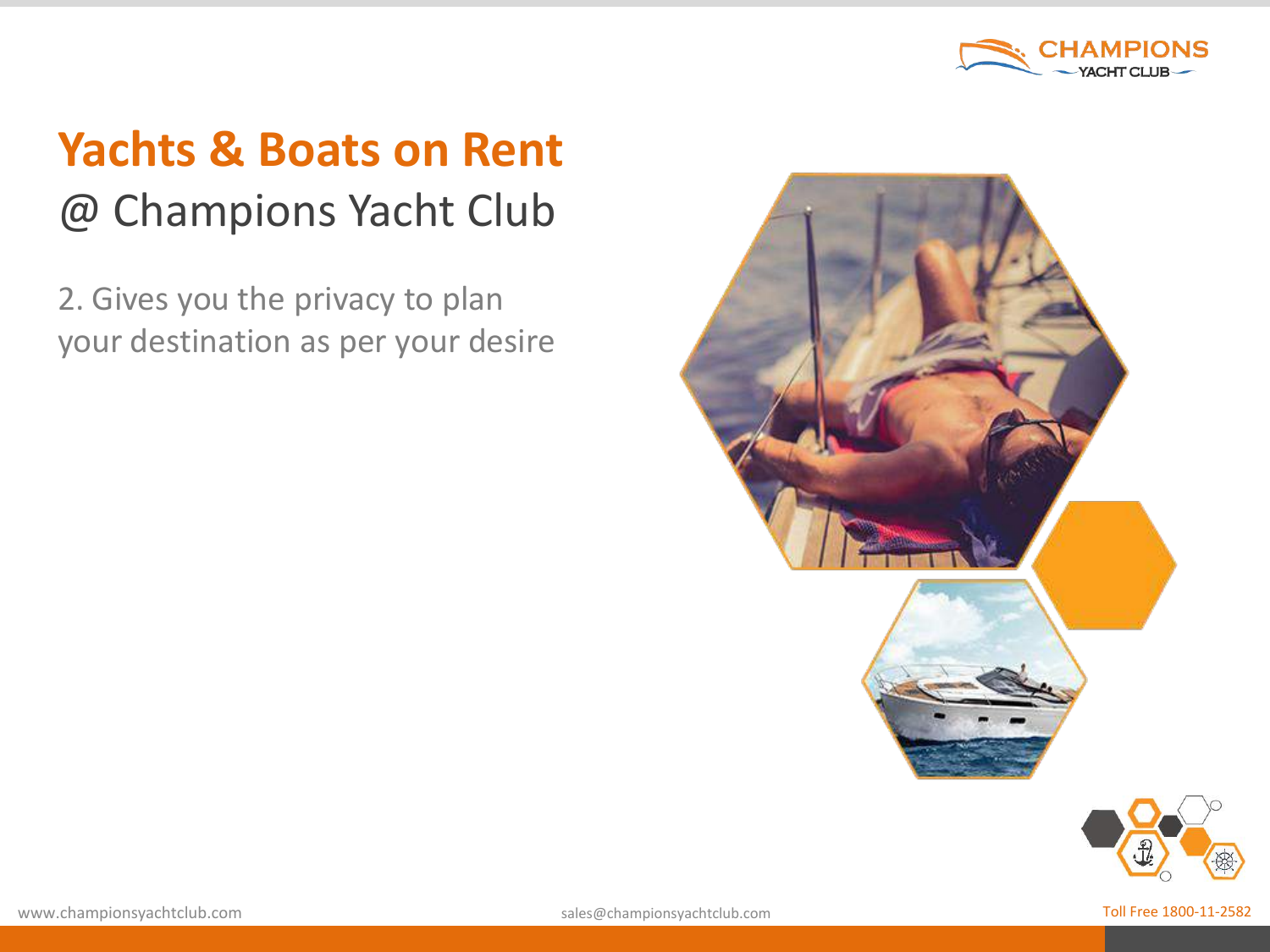# Yachts & Boats on Rent

@ Champions Yacht Club

2. Gives you the privacy to plan your destination as per your desire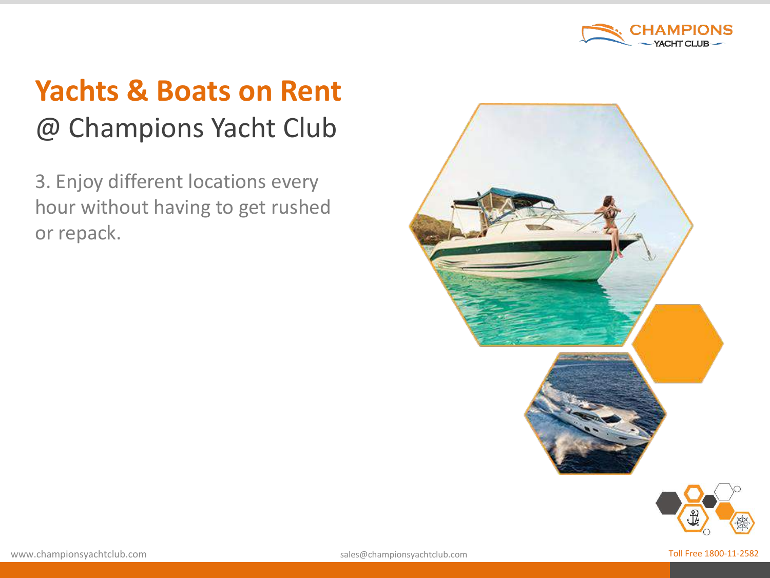# Yachts & Boats on Rent

@ Champions Yacht Club

3. Enjoy different locations every hour without having to get rushed or repack.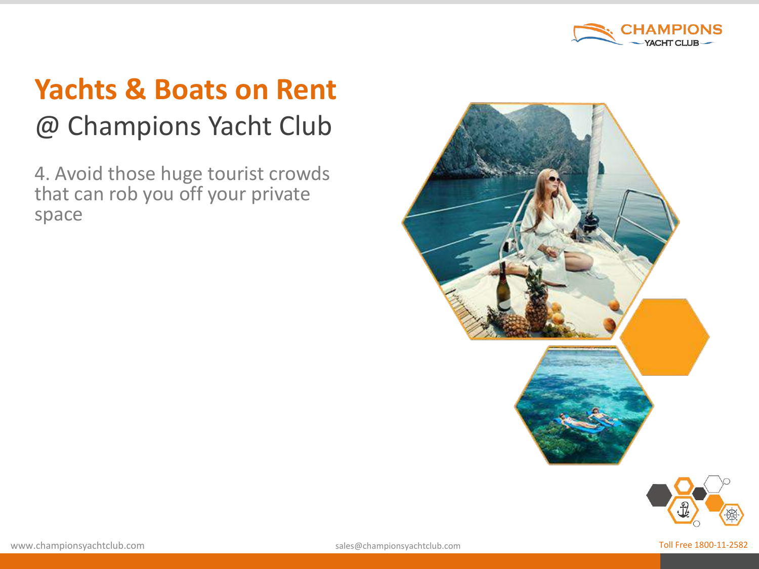# Yachts & Boats on Rent

## @ Champions Yacht Club

4. Avoid those huge tourist crowds that can rob you off your private space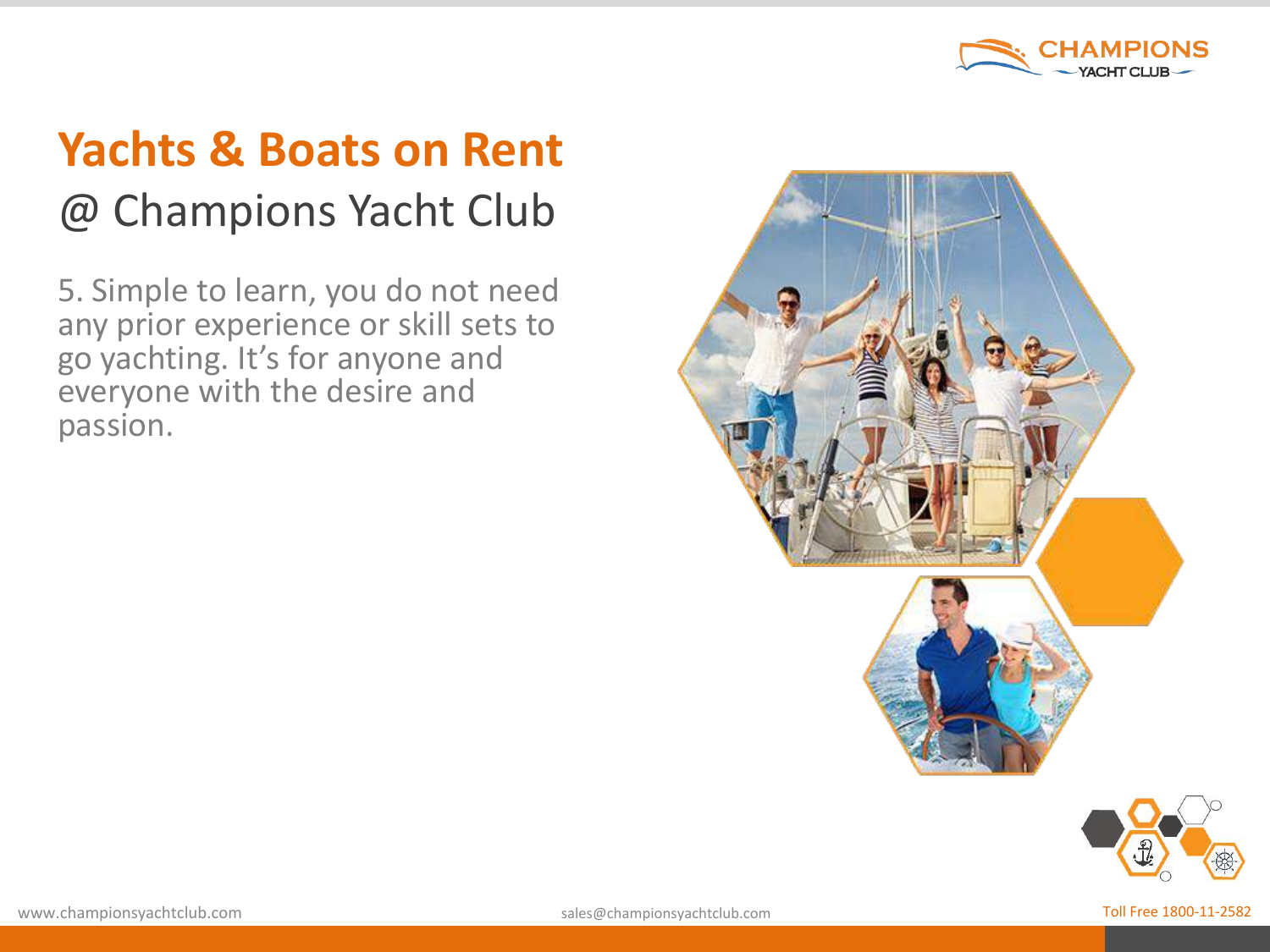# Yachts & Boats on Rent

## @ Champions Yacht Club

5. Simple to learn, you do not need any prior experience or skill sets to go yachting. It's for anyone and everyone with the desire and passion.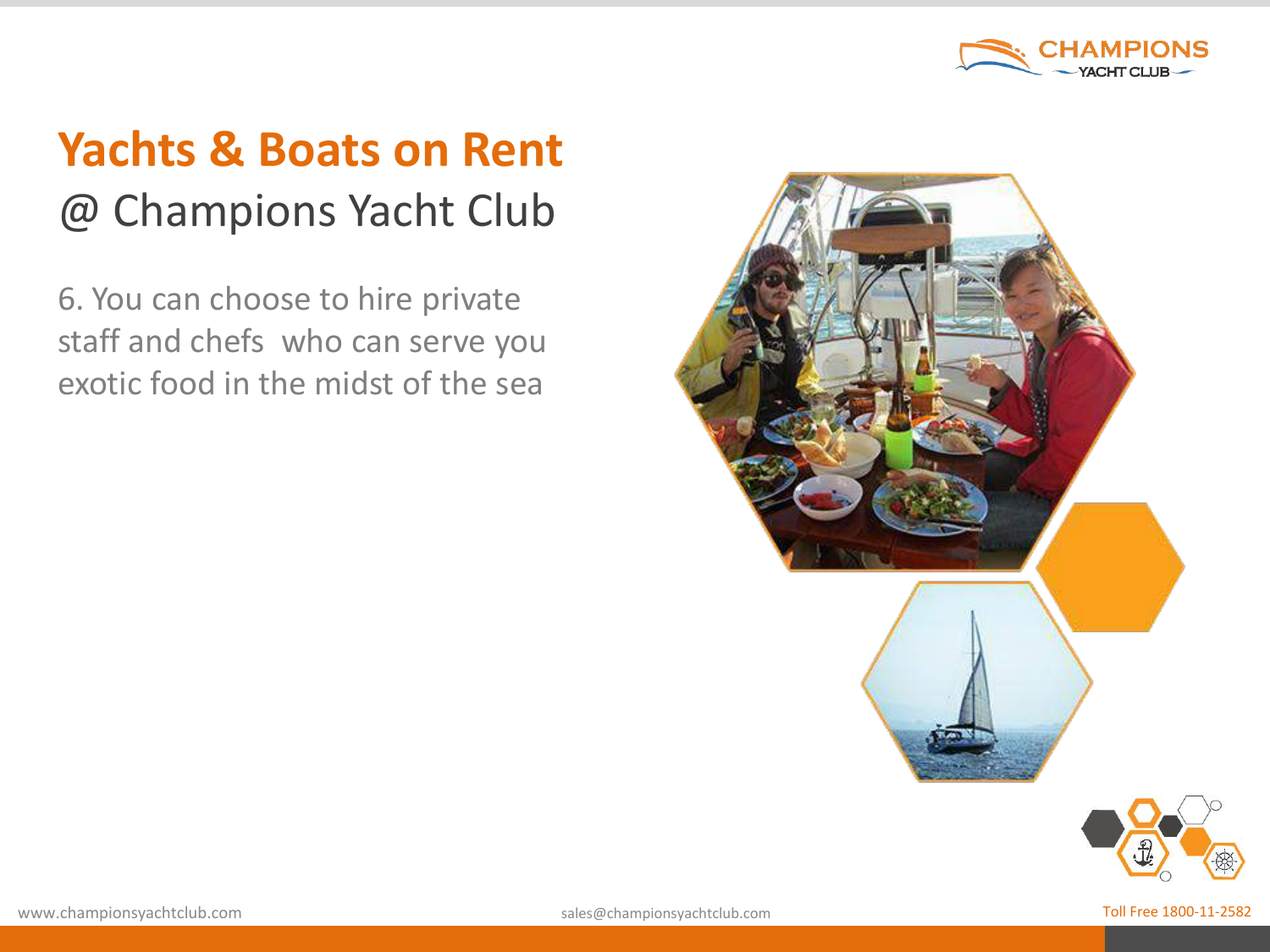# Yachts & Boats on Rent

@ Champions Yacht Club

6. You can choose to hire private staff and chefs  who can serve you exotic food in the midst of the sea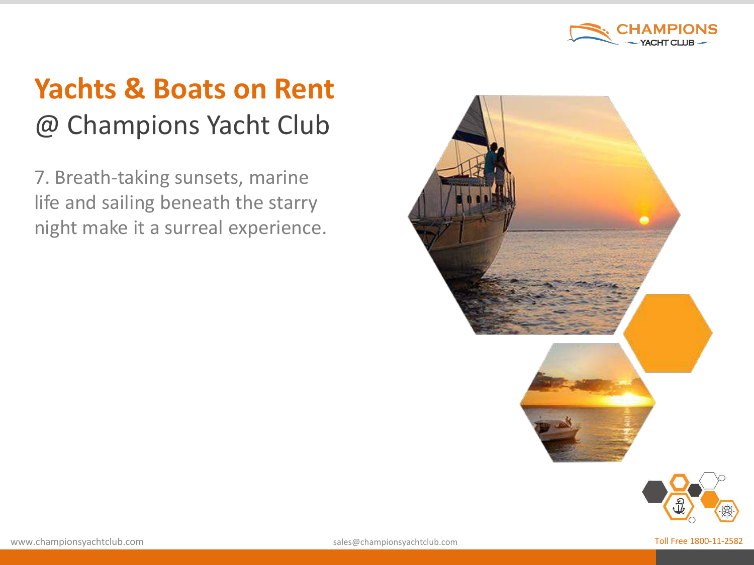# Yachts & Boats on Rent

@ Champions Yacht Club

7. Breath-taking sunsets, marine life and sailing beneath the starry night make it a surreal experience.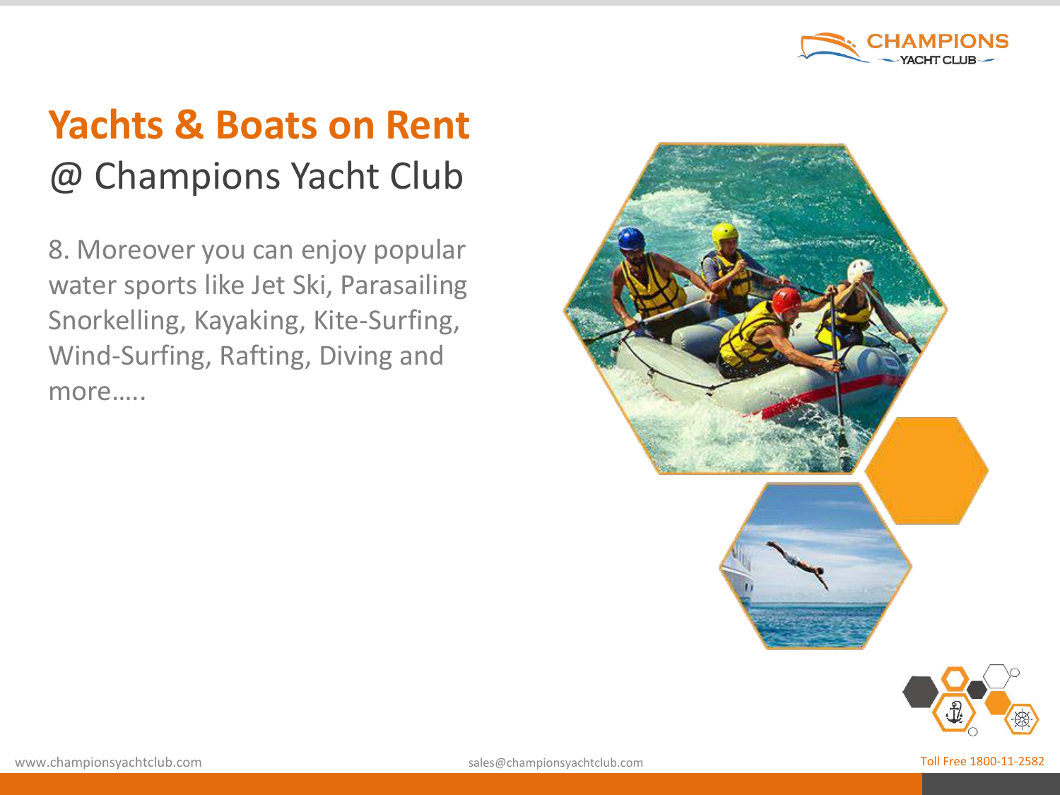# Yachts & Boats on Rent

@ Champions Yacht Club

8. Moreover you can enjoy popular water sports like Jet Ski, Parasailing Snorkelling, Kayaking, Kite-Surfing, Wind-Surfing, Rafting, Diving and more…..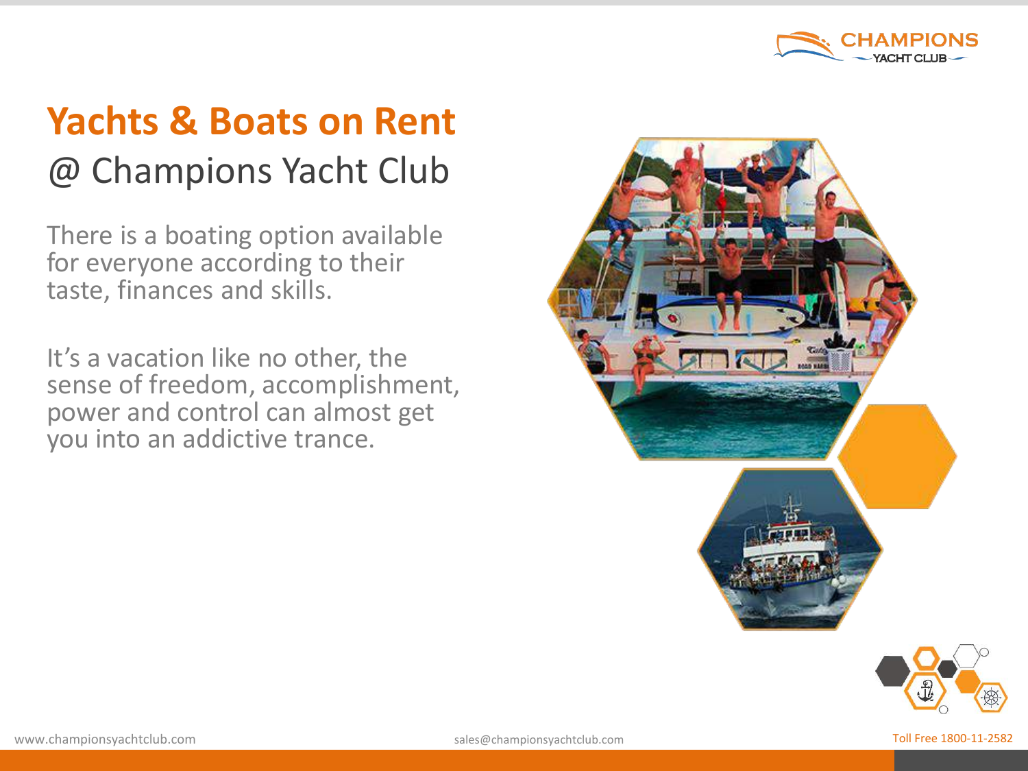# Yachts & Boats on Rent

## @ Champions Yacht Club

There is a boating option available for everyone according to their taste, finances and skills.

It's a vacation like no other, the sense of freedom, accomplishment, power and control can almost get you into an addictive trance.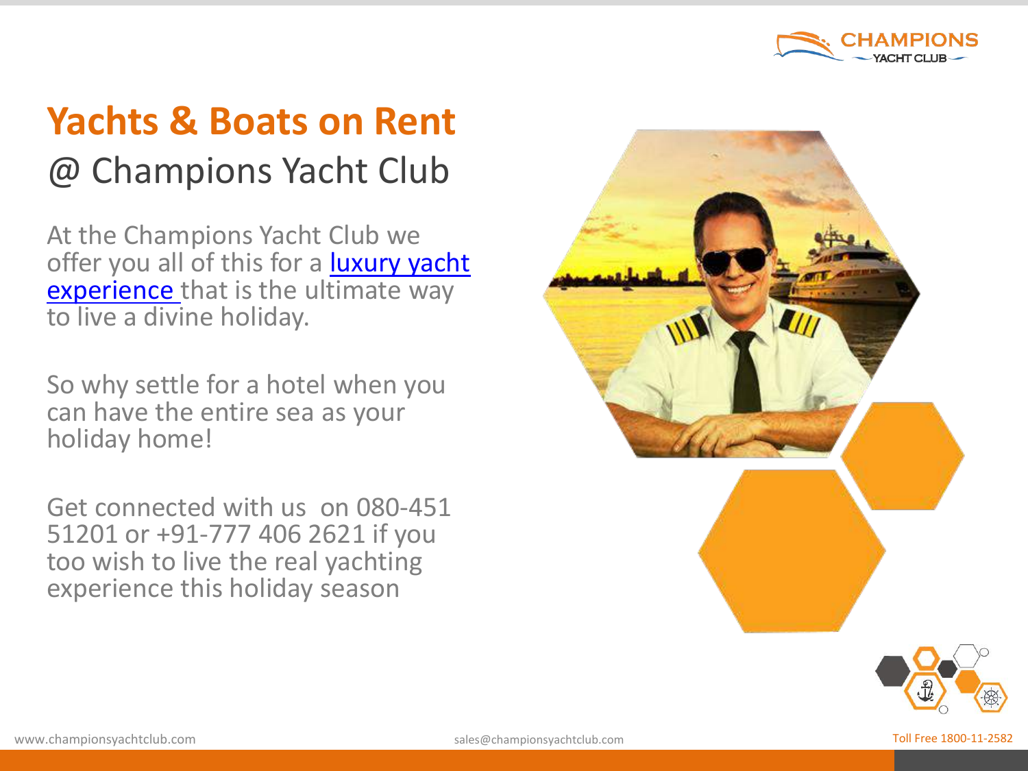# Yachts & Boats on Rent

## @ Champions Yacht Club

At the Champions Yacht Club we offer you all of this for a luxury yacht experience that is the ultimate way to live a divine holiday.

So why settle for a hotel when you can have the entire sea as your holiday home!

Get connected with us on 080-451 51201 or +91-777 406 2621 if you too wish to live the real yachting experience this holiday season

www.championsyachtclub.com sales@championsyachtclub.com Toll Free 1800-11-2582